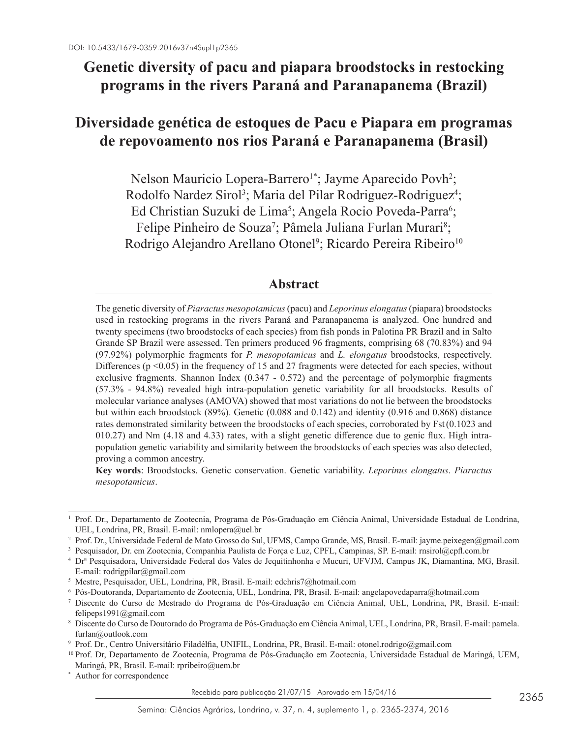DOI: 10.5433/1679-0359.2016v37n4Supl1p2365

# Genetic diversity of pacu and piapara broodstocks in restocking programs in the rivers Paraná and Paranapanema (Brazil)

# Diversidade genética de estoques de Pacu e Piapara em programas de repovoamento nos rios Paraná e Paranapanema (Brasil)

Nelson Mauricio Lopera-Barrero[1*]; Jayme Aparecido Povh[2]; Rodolfo Nardez Sirol[3]; Maria del Pilar Rodriguez-Rodriguez[4]; Ed Christian Suzuki de Lima[5]; Angela Rocio Poveda-Parra[6]; Felipe Pinheiro de Souza[7]; Pâmela Juliana Furlan Murari[8]; Rodrigo Alejandro Arellano Otonel[9]; Ricardo Pereira Ribeiro[10]

## Abstract

The genetic diversity of *Piaractus mesopotamicus* (pacu) and *Leporinus elongatus* (piapara) broodstocks used in restocking programs in the rivers Paraná and Paranapanema is analyzed. One hundred and twenty specimens (two broodstocks of each species) from fish ponds in Palotina PR Brazil and in Salto Grande SP Brazil were assessed. Ten primers produced 96 fragments, comprising 68 (70.83%) and 94 (97.92%) polymorphic fragments for *P. mesopotamicus* and *L. elongatus* broodstocks, respectively. Differences ($p < 0.05$) in the frequency of 15 and 27 fragments were detected for each species, without exclusive fragments. Shannon Index (0.347 - 0.572) and the percentage of polymorphic fragments (57.3% - 94.8%) revealed high intra-population genetic variability for all broodstocks. Results of molecular variance analyses (AMOVA) showed that most variations do not lie between the broodstocks but within each broodstock (89%). Genetic (0.088 and 0.142) and identity (0.916 and 0.868) distance rates demonstrated similarity between the broodstocks of each species, corroborated by Fst (0.1023 and 010.27) and Nm (4.18 and 4.33) rates, with a slight genetic difference due to genic flux. High intra-population genetic variability and similarity between the broodstocks of each species was also detected, proving a common ancestry.

**Key words**: Broodstocks. Genetic conservation. Genetic variability. *Leporinus elongatus*. *Piaractus mesopotamicus*.

---

[1] Prof. Dr., Departamento de Zootecnia, Programa de Pós-Graduação em Ciência Animal, Universidade Estadual de Londrina, UEL, Londrina, PR, Brasil. E-mail: nmlopera@uel.br

[2] Prof. Dr., Universidade Federal de Mato Grosso do Sul, UFMS, Campo Grande, MS, Brasil. E-mail: jayme.peixegen@gmail.com

[3] Pesquisador, Dr. em Zootecnia, Companhia Paulista de Força e Luz, CPFL, Campinas, SP. E-mail: rnsirol@cpfl.com.br

[4] Drª Pesquisadora, Universidade Federal dos Vales de Jequitinhonha e Mucuri, UFVJM, Campus JK, Diamantina, MG, Brasil. E-mail: rodrigpilar@gmail.com

[5] Mestre, Pesquisador, UEL, Londrina, PR, Brasil. E-mail: edchris7@hotmail.com

[6] Pós-Doutoranda, Departamento de Zootecnia, UEL, Londrina, PR, Brasil. E-mail: angelapovedaparra@hotmail.com

[7] Discente do Curso de Mestrado do Programa de Pós-Graduação em Ciência Animal, UEL, Londrina, PR, Brasil. E-mail: felipeps1991@gmail.com

[8] Discente do Curso de Doutorado do Programa de Pós-Graduação em Ciência Animal, UEL, Londrina, PR, Brasil. E-mail: pamela.furlan@outlook.com

[9] Prof. Dr., Centro Universitário Filadélfia, UNIFIL, Londrina, PR, Brasil. E-mail: otonel.rodrigo@gmail.com

[10] Prof. Dr, Departamento de Zootecnia, Programa de Pós-Graduação em Zootecnia, Universidade Estadual de Maringá, UEM, Maringá, PR, Brasil. E-mail: rpribeiro@uem.br

[*] Author for correspondence

Recebido para publicação 21/07/15 Aprovado em 15/04/16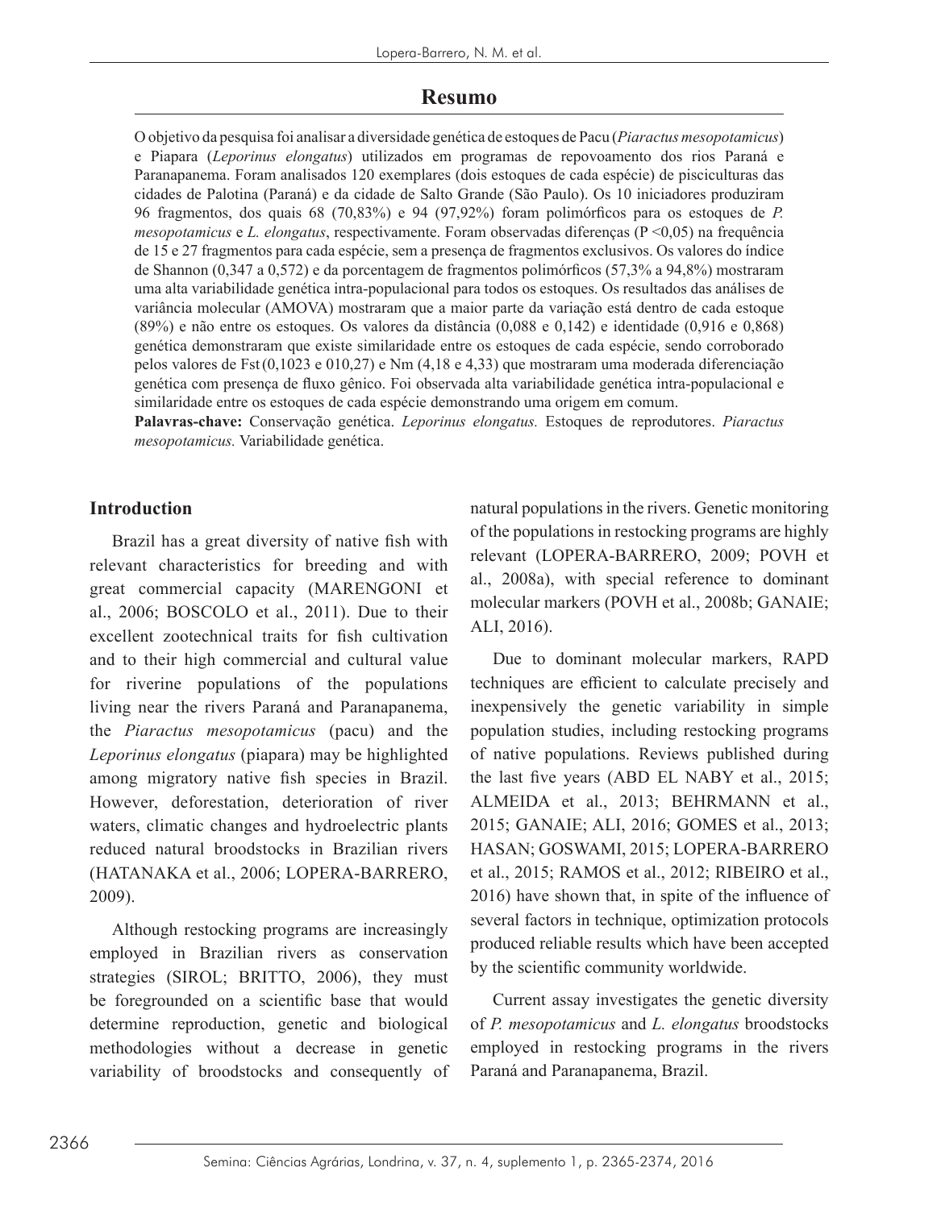## Resumo

O objetivo da pesquisa foi analisar a diversidade genética de estoques de Pacu (*Piaractus mesopotamicus*) e Piapara (*Leporinus elongatus*) utilizados em programas de repovoamento dos rios Paraná e Paranapanema. Foram analisados 120 exemplares (dois estoques de cada espécie) de pisciculturas das cidades de Palotina (Paraná) e da cidade de Salto Grande (São Paulo). Os 10 iniciadores produziram 96 fragmentos, dos quais 68 (70,83%) e 94 (97,92%) foram polimórficos para os estoques de *P. mesopotamicus* e *L. elongatus*, respectivamente. Foram observadas diferenças (P <0,05) na frequência de 15 e 27 fragmentos para cada espécie, sem a presença de fragmentos exclusivos. Os valores do índice de Shannon (0,347 a 0,572) e da porcentagem de fragmentos polimórficos (57,3% a 94,8%) mostraram uma alta variabilidade genética intra-populacional para todos os estoques. Os resultados das análises de variância molecular (AMOVA) mostraram que a maior parte da variação está dentro de cada estoque (89%) e não entre os estoques. Os valores da distância (0,088 e 0,142) e identidade (0,916 e 0,868) genética demonstraram que existe similaridade entre os estoques de cada espécie, sendo corroborado pelos valores de Fst (0,1023 e 010,27) e Nm (4,18 e 4,33) que mostraram uma moderada diferenciação genética com presença de fluxo gênico. Foi observada alta variabilidade genética intra-populacional e similaridade entre os estoques de cada espécie demonstrando uma origem em comum.

**Palavras-chave:** Conservação genética. *Leporinus elongatus.* Estoques de reprodutores. *Piaractus mesopotamicus.* Variabilidade genética.

## Introduction

Brazil has a great diversity of native fish with relevant characteristics for breeding and with great commercial capacity (MARENGONI et al., 2006; BOSCOLO et al., 2011). Due to their excellent zootechnical traits for fish cultivation and to their high commercial and cultural value for riverine populations of the populations living near the rivers Paraná and Paranapanema, the *Piaractus mesopotamicus* (pacu) and the *Leporinus elongatus* (piapara) may be highlighted among migratory native fish species in Brazil. However, deforestation, deterioration of river waters, climatic changes and hydroelectric plants reduced natural broodstocks in Brazilian rivers (HATANAKA et al., 2006; LOPERA-BARRERO, 2009).

Although restocking programs are increasingly employed in Brazilian rivers as conservation strategies (SIROL; BRITTO, 2006), they must be foregrounded on a scientific base that would determine reproduction, genetic and biological methodologies without a decrease in genetic variability of broodstocks and consequently of natural populations in the rivers. Genetic monitoring of the populations in restocking programs are highly relevant (LOPERA-BARRERO, 2009; POVH et al., 2008a), with special reference to dominant molecular markers (POVH et al., 2008b; GANAIE; ALI, 2016).

Due to dominant molecular markers, RAPD techniques are efficient to calculate precisely and inexpensively the genetic variability in simple population studies, including restocking programs of native populations. Reviews published during the last five years (ABD EL NABY et al., 2015; ALMEIDA et al., 2013; BEHRMANN et al., 2015; GANAIE; ALI, 2016; GOMES et al., 2013; HASAN; GOSWAMI, 2015; LOPERA-BARRERO et al., 2015; RAMOS et al., 2012; RIBEIRO et al., 2016) have shown that, in spite of the influence of several factors in technique, optimization protocols produced reliable results which have been accepted by the scientific community worldwide.

Current assay investigates the genetic diversity of *P. mesopotamicus* and *L. elongatus* broodstocks employed in restocking programs in the rivers Paraná and Paranapanema, Brazil.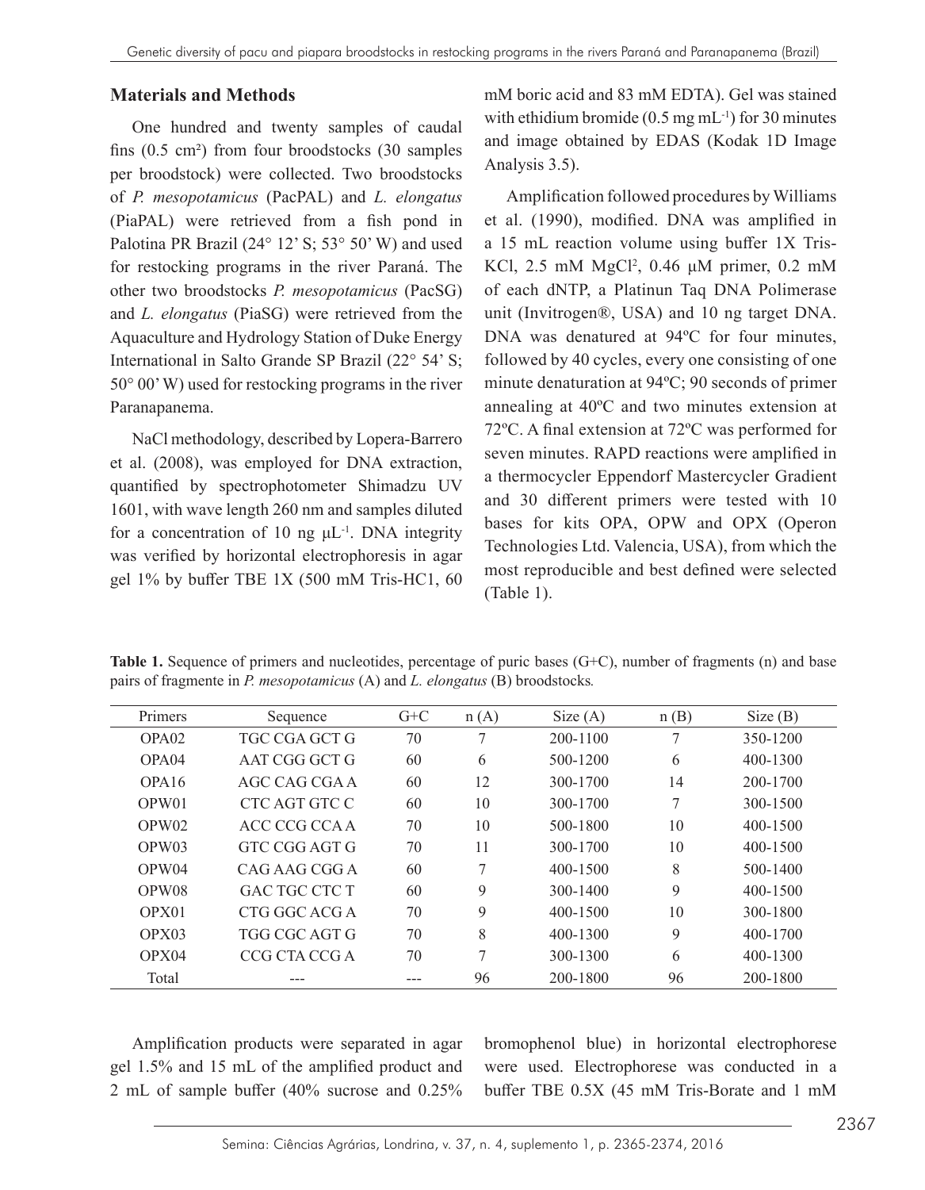## Materials and Methods

One hundred and twenty samples of caudal fins (0.5 cm²) from four broodstocks (30 samples per broodstock) were collected. Two broodstocks of *P. mesopotamicus* (PacPAL) and *L. elongatus* (PiaPAL) were retrieved from a fish pond in Palotina PR Brazil (24° 12' S; 53° 50' W) and used for restocking programs in the river Paraná. The other two broodstocks *P. mesopotamicus* (PacSG) and *L. elongatus* (PiaSG) were retrieved from the Aquaculture and Hydrology Station of Duke Energy International in Salto Grande SP Brazil (22° 54' S; 50° 00' W) used for restocking programs in the river Paranapanema.

NaCl methodology, described by Lopera-Barrero et al. (2008), was employed for DNA extraction, quantified by spectrophotometer Shimadzu UV 1601, with wave length 260 nm and samples diluted for a concentration of 10 ng $\mu L^{-1}$. DNA integrity was verified by horizontal electrophoresis in agar gel 1% by buffer TBE 1X (500 mM Tris-HC1, 60 mM boric acid and 83 mM EDTA). Gel was stained with ethidium bromide (0.5 mg $mL^{-1}$) for 30 minutes and image obtained by EDAS (Kodak 1D Image Analysis 3.5).

Amplification followed procedures by Williams et al. (1990), modified. DNA was amplified in a 15 mL reaction volume using buffer 1X Tris-KCl, 2.5 mM $MgCl^2$, 0.46 μM primer, 0.2 mM of each dNTP, a Platinun Taq DNA Polimerase unit (Invitrogen®, USA) and 10 ng target DNA. DNA was denatured at 94ºC for four minutes, followed by 40 cycles, every one consisting of one minute denaturation at 94ºC; 90 seconds of primer annealing at 40ºC and two minutes extension at 72ºC. A final extension at 72ºC was performed for seven minutes. RAPD reactions were amplified in a thermocycler Eppendorf Mastercycler Gradient and 30 different primers were tested with 10 bases for kits OPA, OPW and OPX (Operon Technologies Ltd. Valencia, USA), from which the most reproducible and best defined were selected (Table 1).

**Table 1.** Sequence of primers and nucleotides, percentage of puric bases (G+C), number of fragments (n) and base pairs of fragmente in *P. mesopotamicus* (A) and *L. elongatus* (B) broodstocks.

| Primers | Sequence | G+C | n (A) | Size (A) | n (B) | Size (B) |
|---|---|---|---|---|---|---|
| OPA02 | TGC CGA GCT G | 70 | 7 | 200-1100 | 7 | 350-1200 |
| OPA04 | AAT CGG GCT G | 60 | 6 | 500-1200 | 6 | 400-1300 |
| OPA16 | AGC CAG CGA A | 60 | 12 | 300-1700 | 14 | 200-1700 |
| OPW01 | CTC AGT GTC C | 60 | 10 | 300-1700 | 7 | 300-1500 |
| OPW02 | ACC CCG CCA A | 70 | 10 | 500-1800 | 10 | 400-1500 |
| OPW03 | GTC CGG AGT G | 70 | 11 | 300-1700 | 10 | 400-1500 |
| OPW04 | CAG AAG CGG A | 60 | 7 | 400-1500 | 8 | 500-1400 |
| OPW08 | GAC TGC CTC T | 60 | 9 | 300-1400 | 9 | 400-1500 |
| OPX01 | CTG GGC ACG A | 70 | 9 | 400-1500 | 10 | 300-1800 |
| OPX03 | TGG CGC AGT G | 70 | 8 | 400-1300 | 9 | 400-1700 |
| OPX04 | CCG CTA CCG A | 70 | 7 | 300-1300 | 6 | 400-1300 |
| Total | --- | --- | 96 | 200-1800 | 96 | 200-1800 |

Amplification products were separated in agar gel 1.5% and 15 mL of the amplified product and 2 mL of sample buffer (40% sucrose and 0.25% bromophenol blue) in horizontal electrophorese were used. Electrophorese was conducted in a buffer TBE 0.5X (45 mM Tris-Borate and 1 mM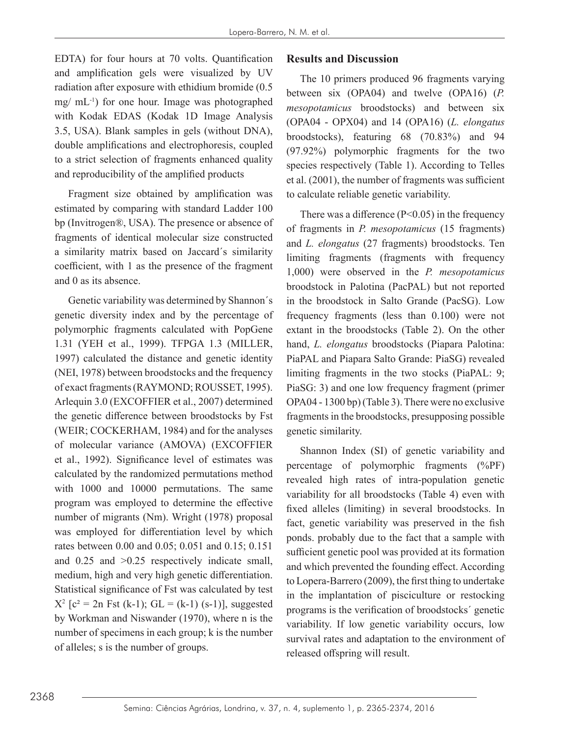EDTA) for four hours at 70 volts. Quantification and amplification gels were visualized by UV radiation after exposure with ethidium bromide (0.5 mg/ $mL^{-1}$) for one hour. Image was photographed with Kodak EDAS (Kodak 1D Image Analysis 3.5, USA). Blank samples in gels (without DNA), double amplifications and electrophoresis, coupled to a strict selection of fragments enhanced quality and reproducibility of the amplified products

Fragment size obtained by amplification was estimated by comparing with standard Ladder 100 bp (Invitrogen®, USA). The presence or absence of fragments of identical molecular size constructed a similarity matrix based on Jaccard´s similarity coefficient, with 1 as the presence of the fragment and 0 as its absence.

Genetic variability was determined by Shannon´s genetic diversity index and by the percentage of polymorphic fragments calculated with PopGene 1.31 (YEH et al., 1999). TFPGA 1.3 (MILLER, 1997) calculated the distance and genetic identity (NEI, 1978) between broodstocks and the frequency of exact fragments (RAYMOND; ROUSSET, 1995). Arlequin 3.0 (EXCOFFIER et al., 2007) determined the genetic difference between broodstocks by Fst (WEIR; COCKERHAM, 1984) and for the analyses of molecular variance (AMOVA) (EXCOFFIER et al., 1992). Significance level of estimates was calculated by the randomized permutations method with 1000 and 10000 permutations. The same program was employed to determine the effective number of migrants (Nm). Wright (1978) proposal was employed for differentiation level by which rates between 0.00 and 0.05; 0.051 and 0.15; 0.151 and 0.25 and >0.25 respectively indicate small, medium, high and very high genetic differentiation. Statistical significance of Fst was calculated by test $X^2$ [$c^2 = 2n$ Fst $(k-1)$; GL $= (k-1)(s-1)$], suggested by Workman and Niswander (1970), where n is the number of specimens in each group; k is the number of alleles; s is the number of groups.

## Results and Discussion

The 10 primers produced 96 fragments varying between six (OPA04) and twelve (OPA16) (*P. mesopotamicus* broodstocks) and between six (OPA04 - OPX04) and 14 (OPA16) (*L. elongatus* broodstocks), featuring 68 (70.83%) and 94 (97.92%) polymorphic fragments for the two species respectively (Table 1). According to Telles et al. (2001), the number of fragments was sufficient to calculate reliable genetic variability.

There was a difference ($P<0.05$) in the frequency of fragments in *P. mesopotamicus* (15 fragments) and *L. elongatus* (27 fragments) broodstocks. Ten limiting fragments (fragments with frequency 1,000) were observed in the *P. mesopotamicus* broodstock in Palotina (PacPAL) but not reported in the broodstock in Salto Grande (PacSG). Low frequency fragments (less than 0.100) were not extant in the broodstocks (Table 2). On the other hand, *L. elongatus* broodstocks (Piapara Palotina: PiaPAL and Piapara Salto Grande: PiaSG) revealed limiting fragments in the two stocks (PiaPAL: 9; PiaSG: 3) and one low frequency fragment (primer OPA04 - 1300 bp) (Table 3). There were no exclusive fragments in the broodstocks, presupposing possible genetic similarity.

Shannon Index (SI) of genetic variability and percentage of polymorphic fragments (%PF) revealed high rates of intra-population genetic variability for all broodstocks (Table 4) even with fixed alleles (limiting) in several broodstocks. In fact, genetic variability was preserved in the fish ponds. probably due to the fact that a sample with sufficient genetic pool was provided at its formation and which prevented the founding effect. According to Lopera-Barrero (2009), the first thing to undertake in the implantation of pisciculture or restocking programs is the verification of broodstocks´ genetic variability. If low genetic variability occurs, low survival rates and adaptation to the environment of released offspring will result.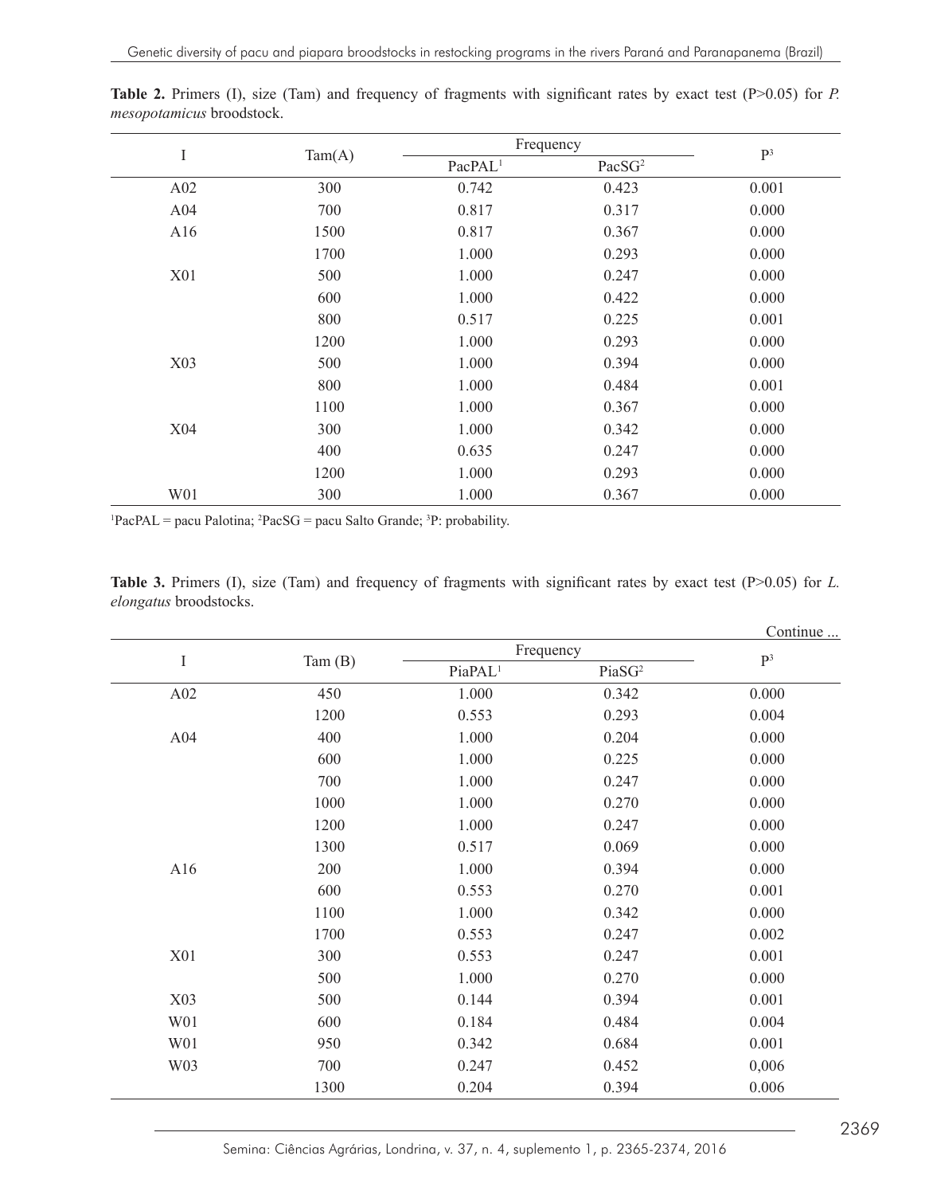**Table 2.** Primers (I), size (Tam) and frequency of fragments with significant rates by exact test (P>0.05) for *P. mesopotamicus* broodstock.

| I | Tam(A) | Frequency | | P[3] |
|---|---|---|---|---|
| | | PacPAL[1] | PacSG[2] | |
| A02 | 300 | 0.742 | 0.423 | 0.001 |
| A04 | 700 | 0.817 | 0.317 | 0.000 |
| A16 | 1500 | 0.817 | 0.367 | 0.000 |
| | 1700 | 1.000 | 0.293 | 0.000 |
| X01 | 500 | 1.000 | 0.247 | 0.000 |
| | 600 | 1.000 | 0.422 | 0.000 |
| | 800 | 0.517 | 0.225 | 0.001 |
| | 1200 | 1.000 | 0.293 | 0.000 |
| X03 | 500 | 1.000 | 0.394 | 0.000 |
| | 800 | 1.000 | 0.484 | 0.001 |
| | 1100 | 1.000 | 0.367 | 0.000 |
| X04 | 300 | 1.000 | 0.342 | 0.000 |
| | 400 | 0.635 | 0.247 | 0.000 |
| | 1200 | 1.000 | 0.293 | 0.000 |
| W01 | 300 | 1.000 | 0.367 | 0.000 |

[1]PacPAL = pacu Palotina; [2]PacSG = pacu Salto Grande; [3]P: probability.

**Table 3.** Primers (I), size (Tam) and frequency of fragments with significant rates by exact test (P>0.05) for *L. elongatus* broodstocks.

Continue ...

| I | Tam (B) | Frequency | | P[3] |
|---|---|---|---|---|
| | | PiaPAL[1] | PiaSG[2] | |
| A02 | 450 | 1.000 | 0.342 | 0.000 |
| | 1200 | 0.553 | 0.293 | 0.004 |
| A04 | 400 | 1.000 | 0.204 | 0.000 |
| | 600 | 1.000 | 0.225 | 0.000 |
| | 700 | 1.000 | 0.247 | 0.000 |
| | 1000 | 1.000 | 0.270 | 0.000 |
| | 1200 | 1.000 | 0.247 | 0.000 |
| | 1300 | 0.517 | 0.069 | 0.000 |
| A16 | 200 | 1.000 | 0.394 | 0.000 |
| | 600 | 0.553 | 0.270 | 0.001 |
| | 1100 | 1.000 | 0.342 | 0.000 |
| | 1700 | 0.553 | 0.247 | 0.002 |
| X01 | 300 | 0.553 | 0.247 | 0.001 |
| | 500 | 1.000 | 0.270 | 0.000 |
| X03 | 500 | 0.144 | 0.394 | 0.001 |
| W01 | 600 | 0.184 | 0.484 | 0.004 |
| W01 | 950 | 0.342 | 0.684 | 0.001 |
| W03 | 700 | 0.247 | 0.452 | 0,006 |
| | 1300 | 0.204 | 0.394 | 0.006 |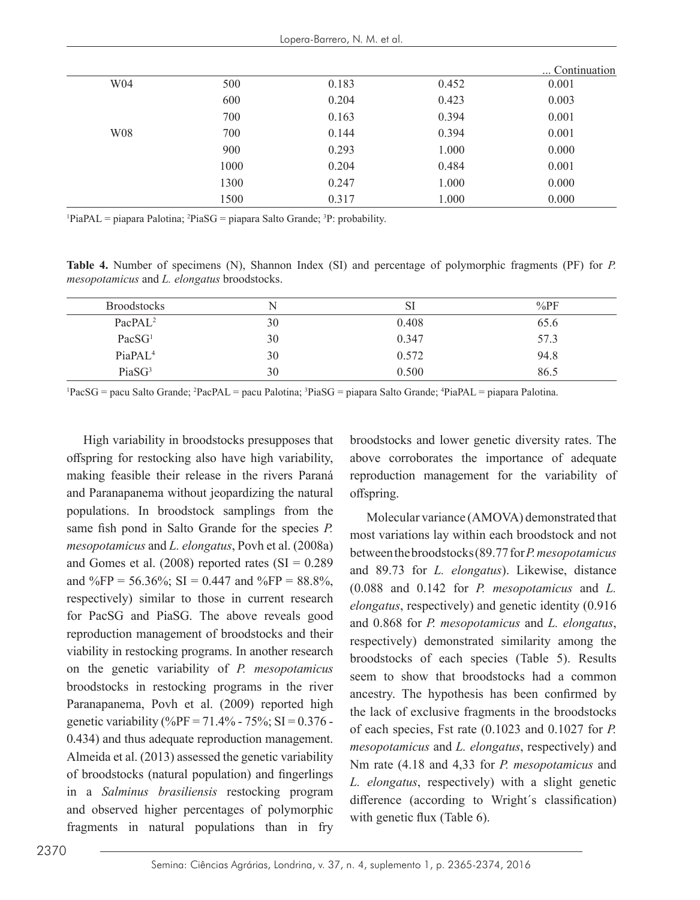... Continuation

| | | | | |
|---|---|---|---|---|
| W04 | 500 | 0.183 | 0.452 | 0.001 |
| | 600 | 0.204 | 0.423 | 0.003 |
| | 700 | 0.163 | 0.394 | 0.001 |
| W08 | 700 | 0.144 | 0.394 | 0.001 |
| | 900 | 0.293 | 1.000 | 0.000 |
| | 1000 | 0.204 | 0.484 | 0.001 |
| | 1300 | 0.247 | 1.000 | 0.000 |
| | 1500 | 0.317 | 1.000 | 0.000 |

[1]PiaPAL = piapara Palotina; [2]PiaSG = piapara Salto Grande; [3]P: probability.

**Table 4.** Number of specimens (N), Shannon Index (SI) and percentage of polymorphic fragments (PF) for *P. mesopotamicus* and *L. elongatus* broodstocks.

| Broodstocks | N | SI | %PF |
|---|---|---|---|
| PacPAL[2] | 30 | 0.408 | 65.6 |
| PacSG[1] | 30 | 0.347 | 57.3 |
| PiaPAL[4] | 30 | 0.572 | 94.8 |
| PiaSG[3] | 30 | 0.500 | 86.5 |

[1]PacSG = pacu Salto Grande; [2]PacPAL = pacu Palotina; [3]PiaSG = piapara Salto Grande; [4]PiaPAL = piapara Palotina.

High variability in broodstocks presupposes that offspring for restocking also have high variability, making feasible their release in the rivers Paraná and Paranapanema without jeopardizing the natural populations. In broodstock samplings from the same fish pond in Salto Grande for the species *P. mesopotamicus* and *L. elongatus*, Povh et al. (2008a) and Gomes et al. (2008) reported rates (SI = 0.289 and %FP = 56.36%; SI = 0.447 and %FP = 88.8%, respectively) similar to those in current research for PacSG and PiaSG. The above reveals good reproduction management of broodstocks and their viability in restocking programs. In another research on the genetic variability of *P. mesopotamicus* broodstocks in restocking programs in the river Paranapanema, Povh et al. (2009) reported high genetic variability (%PF = 71.4% - 75%; SI = 0.376 - 0.434) and thus adequate reproduction management. Almeida et al. (2013) assessed the genetic variability of broodstocks (natural population) and fingerlings in a *Salminus brasiliensis* restocking program and observed higher percentages of polymorphic fragments in natural populations than in fry broodstocks and lower genetic diversity rates. The above corroborates the importance of adequate reproduction management for the variability of offspring.

Molecular variance (AMOVA) demonstrated that most variations lay within each broodstock and not between the broodstocks (89.77 for *P. mesopotamicus* and 89.73 for *L. elongatus*). Likewise, distance (0.088 and 0.142 for *P. mesopotamicus* and *L. elongatus*, respectively) and genetic identity (0.916 and 0.868 for *P. mesopotamicus* and *L. elongatus*, respectively) demonstrated similarity among the broodstocks of each species (Table 5). Results seem to show that broodstocks had a common ancestry. The hypothesis has been confirmed by the lack of exclusive fragments in the broodstocks of each species, Fst rate (0.1023 and 0.1027 for *P. mesopotamicus* and *L. elongatus*, respectively) and Nm rate (4.18 and 4,33 for *P. mesopotamicus* and *L. elongatus*, respectively) with a slight genetic difference (according to Wright´s classification) with genetic flux (Table 6).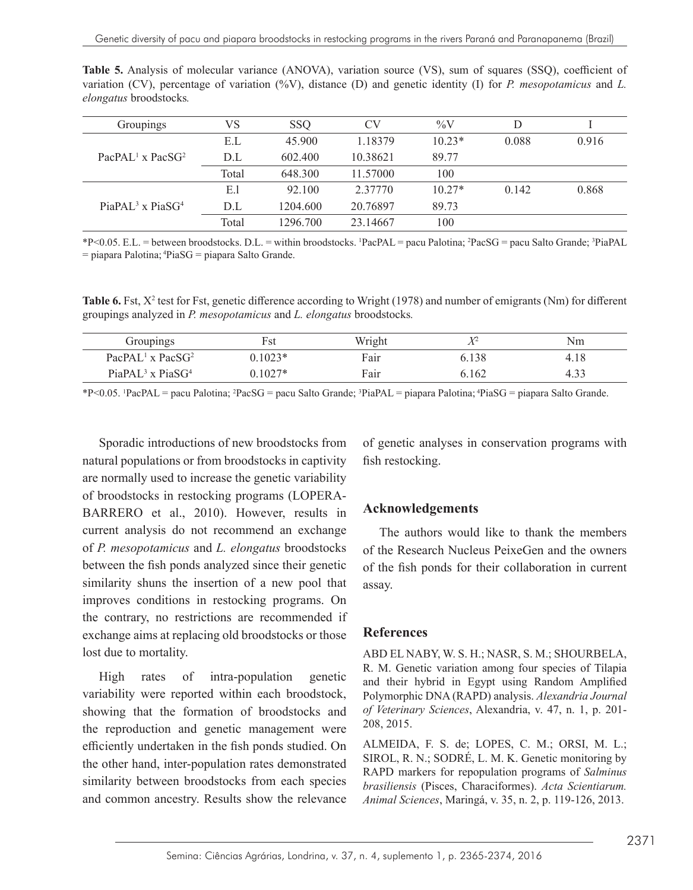**Table 5.** Analysis of molecular variance (ANOVA), variation source (VS), sum of squares (SSQ), coefficient of variation (CV), percentage of variation (%V), distance (D) and genetic identity (I) for *P. mesopotamicus* and *L. elongatus* broodstocks.

| Groupings | VS | SSQ | CV | %V | D | I |
|---|---|---|---|---|---|---|
| PacPAL[1] x PacSG[2] | E.L | 45.900 | 1.18379 | 10.23* | 0.088 | 0.916 |
| | D.L | 602.400 | 10.38621 | 89.77 | | |
| | Total | 648.300 | 11.57000 | 100 | | |
| PiaPAL[3] x PiaSG[4] | E.l | 92.100 | 2.37770 | 10.27* | 0.142 | 0.868 |
| | D.L | 1204.600 | 20.76897 | 89.73 | | |
| | Total | 1296.700 | 23.14667 | 100 | | |

*P<0.05. E.L. = between broodstocks. D.L. = within broodstocks. [1]PacPAL = pacu Palotina; [2]PacSG = pacu Salto Grande; [3]PiaPAL = piapara Palotina; [4]PiaSG = piapara Salto Grande.

**Table 6.** Fst, $X^2$ test for Fst, genetic difference according to Wright (1978) and number of emigrants (Nm) for different groupings analyzed in *P. mesopotamicus* and *L. elongatus* broodstocks.

| Groupings | Fst | Wright | $X^2$ | Nm |
|---|---|---|---|---|
| PacPAL[1] x PacSG[2] | 0.1023* | Fair | 6.138 | 4.18 |
| PiaPAL[3] x PiaSG[4] | 0.1027* | Fair | 6.162 | 4.33 |

*P<0.05. [1]PacPAL = pacu Palotina; [2]PacSG = pacu Salto Grande; [3]PiaPAL = piapara Palotina; [4]PiaSG = piapara Salto Grande.

Sporadic introductions of new broodstocks from natural populations or from broodstocks in captivity are normally used to increase the genetic variability of broodstocks in restocking programs (LOPERA-BARRERO et al., 2010). However, results in current analysis do not recommend an exchange of *P. mesopotamicus* and *L. elongatus* broodstocks between the fish ponds analyzed since their genetic similarity shuns the insertion of a new pool that improves conditions in restocking programs. On the contrary, no restrictions are recommended if exchange aims at replacing old broodstocks or those lost due to mortality.

High rates of intra-population genetic variability were reported within each broodstock, showing that the formation of broodstocks and the reproduction and genetic management were efficiently undertaken in the fish ponds studied. On the other hand, inter-population rates demonstrated similarity between broodstocks from each species and common ancestry. Results show the relevance of genetic analyses in conservation programs with fish restocking.

## Acknowledgements

The authors would like to thank the members of the Research Nucleus PeixeGen and the owners of the fish ponds for their collaboration in current assay.

## References

ABD EL NABY, W. S. H.; NASR, S. M.; SHOURBELA, R. M. Genetic variation among four species of Tilapia and their hybrid in Egypt using Random Amplified Polymorphic DNA (RAPD) analysis. *Alexandria Journal of Veterinary Sciences*, Alexandria, v. 47, n. 1, p. 201-208, 2015.

ALMEIDA, F. S. de; LOPES, C. M.; ORSI, M. L.; SIROL, R. N.; SODRÉ, L. M. K. Genetic monitoring by RAPD markers for repopulation programs of *Salminus brasiliensis* (Pisces, Characiformes). *Acta Scientiarum. Animal Sciences*, Maringá, v. 35, n. 2, p. 119-126, 2013.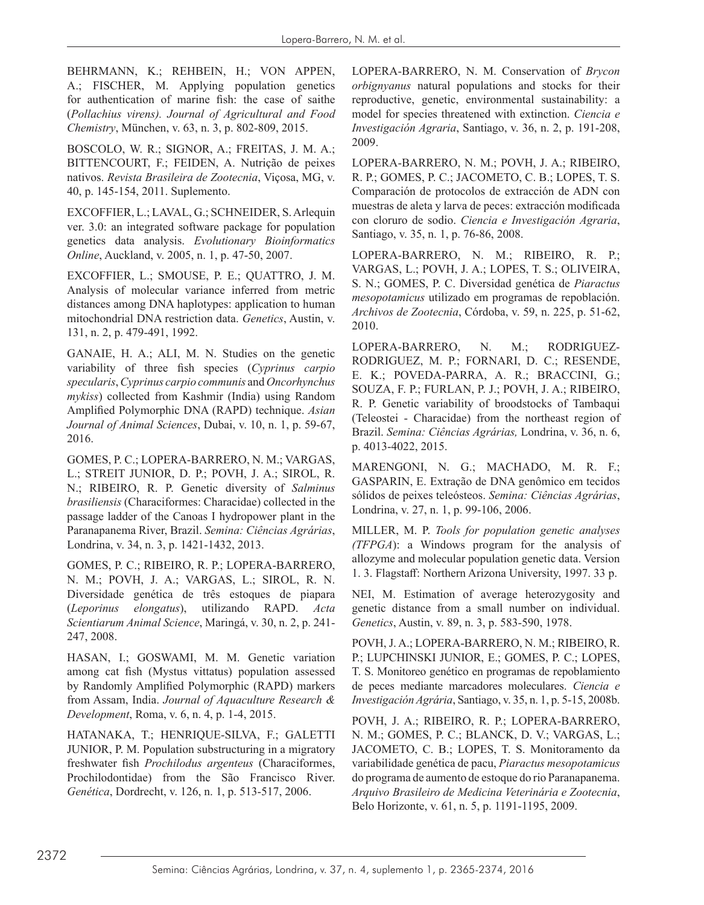BEHRMANN, K.; REHBEIN, H.; VON APPEN, A.; FISCHER, M. Applying population genetics for authentication of marine fish: the case of saithe (*Pollachius virens*). *Journal of Agricultural and Food Chemistry*, München, v. 63, n. 3, p. 802-809, 2015.

BOSCOLO, W. R.; SIGNOR, A.; FREITAS, J. M. A.; BITTENCOURT, F.; FEIDEN, A. Nutrição de peixes nativos. *Revista Brasileira de Zootecnia*, Viçosa, MG, v. 40, p. 145-154, 2011. Suplemento.

EXCOFFIER, L.; LAVAL, G.; SCHNEIDER, S. Arlequin ver. 3.0: an integrated software package for population genetics data analysis. *Evolutionary Bioinformatics Online*, Auckland, v. 2005, n. 1, p. 47-50, 2007.

EXCOFFIER, L.; SMOUSE, P. E.; QUATTRO, J. M. Analysis of molecular variance inferred from metric distances among DNA haplotypes: application to human mitochondrial DNA restriction data. *Genetics*, Austin, v. 131, n. 2, p. 479-491, 1992.

GANAIE, H. A.; ALI, M. N. Studies on the genetic variability of three fish species (*Cyprinus carpio specularis*, *Cyprinus carpio communis* and *Oncorhynchus mykiss*) collected from Kashmir (India) using Random Amplified Polymorphic DNA (RAPD) technique. *Asian Journal of Animal Sciences*, Dubai, v. 10, n. 1, p. 59-67, 2016.

GOMES, P. C.; LOPERA-BARRERO, N. M.; VARGAS, L.; STREIT JUNIOR, D. P.; POVH, J. A.; SIROL, R. N.; RIBEIRO, R. P. Genetic diversity of *Salminus brasiliensis* (Characiformes: Characidae) collected in the passage ladder of the Canoas I hydropower plant in the Paranapanema River, Brazil. *Semina: Ciências Agrárias*, Londrina, v. 34, n. 3, p. 1421-1432, 2013.

GOMES, P. C.; RIBEIRO, R. P.; LOPERA-BARRERO, N. M.; POVH, J. A.; VARGAS, L.; SIROL, R. N. Diversidade genética de três estoques de piapara (*Leporinus elongatus*), utilizando RAPD. *Acta Scientiarum Animal Science*, Maringá, v. 30, n. 2, p. 241-247, 2008.

HASAN, I.; GOSWAMI, M. M. Genetic variation among cat fish (Mystus vittatus) population assessed by Randomly Amplified Polymorphic (RAPD) markers from Assam, India. *Journal of Aquaculture Research & Development*, Roma, v. 6, n. 4, p. 1-4, 2015.

HATANAKA, T.; HENRIQUE-SILVA, F.; GALETTI JUNIOR, P. M. Population substructuring in a migratory freshwater fish *Prochilodus argenteus* (Characiformes, Prochilodontidae) from the São Francisco River. *Genética*, Dordrecht, v. 126, n. 1, p. 513-517, 2006.

LOPERA-BARRERO, N. M. Conservation of *Brycon orbignyanus* natural populations and stocks for their reproductive, genetic, environmental sustainability: a model for species threatened with extinction. *Ciencia e Investigación Agraria*, Santiago, v. 36, n. 2, p. 191-208, 2009.

LOPERA-BARRERO, N. M.; POVH, J. A.; RIBEIRO, R. P.; GOMES, P. C.; JACOMETO, C. B.; LOPES, T. S. Comparación de protocolos de extracción de ADN con muestras de aleta y larva de peces: extracción modificada con cloruro de sodio. *Ciencia e Investigación Agraria*, Santiago, v. 35, n. 1, p. 76-86, 2008.

LOPERA-BARRERO, N. M.; RIBEIRO, R. P.; VARGAS, L.; POVH, J. A.; LOPES, T. S.; OLIVEIRA, S. N.; GOMES, P. C. Diversidad genética de *Piaractus mesopotamicus* utilizado em programas de repoblación. *Archivos de Zootecnia*, Córdoba, v. 59, n. 225, p. 51-62, 2010.

LOPERA-BARRERO, N. M.; RODRIGUEZ-RODRIGUEZ, M. P.; FORNARI, D. C.; RESENDE, E. K.; POVEDA-PARRA, A. R.; BRACCINI, G.; SOUZA, F. P.; FURLAN, P. J.; POVH, J. A.; RIBEIRO, R. P. Genetic variability of broodstocks of Tambaqui (Teleostei - Characidae) from the northeast region of Brazil. *Semina: Ciências Agrárias,* Londrina, v. 36, n. 6, p. 4013-4022, 2015.

MARENGONI, N. G.; MACHADO, M. R. F.; GASPARIN, E. Extração de DNA genômico em tecidos sólidos de peixes teleósteos. *Semina: Ciências Agrárias*, Londrina, v. 27, n. 1, p. 99-106, 2006.

MILLER, M. P. *Tools for population genetic analyses (TFPGA)*: a Windows program for the analysis of allozyme and molecular population genetic data. Version 1. 3. Flagstaff: Northern Arizona University, 1997. 33 p.

NEI, M. Estimation of average heterozygosity and genetic distance from a small number on individual. *Genetics*, Austin, v. 89, n. 3, p. 583-590, 1978.

POVH, J. A.; LOPERA-BARRERO, N. M.; RIBEIRO, R. P.; LUPCHINSKI JUNIOR, E.; GOMES, P. C.; LOPES, T. S. Monitoreo genético en programas de repoblamiento de peces mediante marcadores moleculares. *Ciencia e Investigación Agrária*, Santiago, v. 35, n. 1, p. 5-15, 2008b.

POVH, J. A.; RIBEIRO, R. P.; LOPERA-BARRERO, N. M.; GOMES, P. C.; BLANCK, D. V.; VARGAS, L.; JACOMETO, C. B.; LOPES, T. S. Monitoramento da variabilidade genética de pacu, *Piaractus mesopotamicus* do programa de aumento de estoque do rio Paranapanema. *Arquivo Brasileiro de Medicina Veterinária e Zootecnia*, Belo Horizonte, v. 61, n. 5, p. 1191-1195, 2009.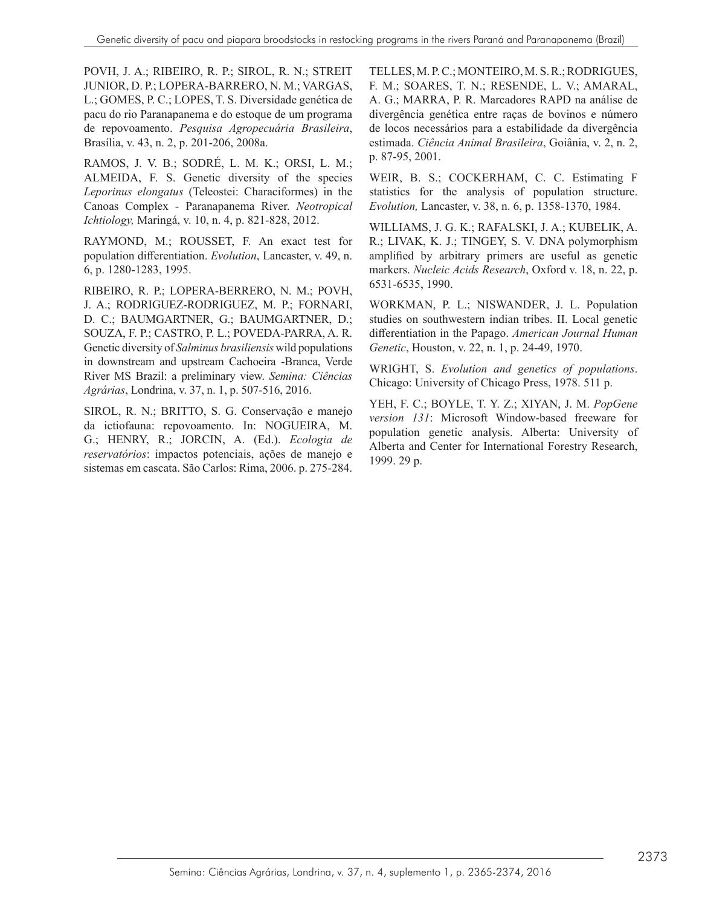POVH, J. A.; RIBEIRO, R. P.; SIROL, R. N.; STREIT JUNIOR, D. P.; LOPERA-BARRERO, N. M.; VARGAS, L.; GOMES, P. C.; LOPES, T. S. Diversidade genética de pacu do rio Paranapanema e do estoque de um programa de repovoamento. *Pesquisa Agropecuária Brasileira*, Brasília, v. 43, n. 2, p. 201-206, 2008a.

RAMOS, J. V. B.; SODRÉ, L. M. K.; ORSI, L. M.; ALMEIDA, F. S. Genetic diversity of the species *Leporinus elongatus* (Teleostei: Characiformes) in the Canoas Complex - Paranapanema River. *Neotropical Ichtiology,* Maringá, v. 10, n. 4, p. 821-828, 2012.

RAYMOND, M.; ROUSSET, F. An exact test for population differentiation. *Evolution*, Lancaster, v. 49, n. 6, p. 1280-1283, 1995.

RIBEIRO, R. P.; LOPERA-BERRERO, N. M.; POVH, J. A.; RODRIGUEZ-RODRIGUEZ, M. P.; FORNARI, D. C.; BAUMGARTNER, G.; BAUMGARTNER, D.; SOUZA, F. P.; CASTRO, P. L.; POVEDA-PARRA, A. R. Genetic diversity of *Salminus brasiliensis* wild populations in downstream and upstream Cachoeira -Branca, Verde River MS Brazil: a preliminary view. *Semina: Ciências Agrárias*, Londrina, v. 37, n. 1, p. 507-516, 2016.

SIROL, R. N.; BRITTO, S. G. Conservação e manejo da ictiofauna: repovoamento. In: NOGUEIRA, M. G.; HENRY, R.; JORCIN, A. (Ed.). *Ecologia de reservatórios*: impactos potenciais, ações de manejo e sistemas em cascata. São Carlos: Rima, 2006. p. 275-284.

TELLES, M. P. C.; MONTEIRO, M. S. R.; RODRIGUES, F. M.; SOARES, T. N.; RESENDE, L. V.; AMARAL, A. G.; MARRA, P. R. Marcadores RAPD na análise de divergência genética entre raças de bovinos e número de locos necessários para a estabilidade da divergência estimada. *Ciência Animal Brasileira*, Goiânia, v. 2, n. 2, p. 87-95, 2001.

WEIR, B. S.; COCKERHAM, C. C. Estimating F statistics for the analysis of population structure. *Evolution,* Lancaster, v. 38, n. 6, p. 1358-1370, 1984.

WILLIAMS, J. G. K.; RAFALSKI, J. A.; KUBELIK, A. R.; LIVAK, K. J.; TINGEY, S. V. DNA polymorphism amplified by arbitrary primers are useful as genetic markers. *Nucleic Acids Research*, Oxford v. 18, n. 22, p. 6531-6535, 1990.

WORKMAN, P. L.; NISWANDER, J. L. Population studies on southwestern indian tribes. II. Local genetic differentiation in the Papago. *American Journal Human Genetic*, Houston, v. 22, n. 1, p. 24-49, 1970.

WRIGHT, S. *Evolution and genetics of populations*. Chicago: University of Chicago Press, 1978. 511 p.

YEH, F. C.; BOYLE, T. Y. Z.; XIYAN, J. M. *PopGene version 131*: Microsoft Window-based freeware for population genetic analysis. Alberta: University of Alberta and Center for International Forestry Research, 1999. 29 p.